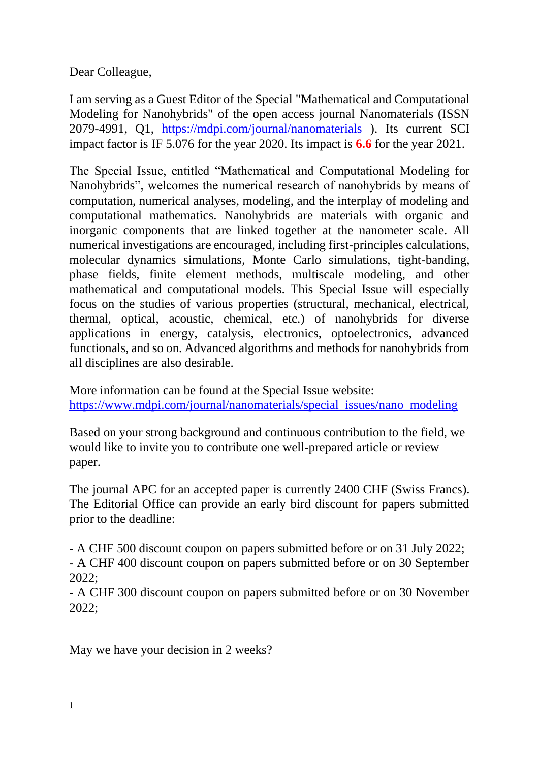Dear Colleague,

I am serving as a Guest Editor of the Special "Mathematical and Computational Modeling for Nanohybrids" of the open access journal Nanomaterials (ISSN 2079-4991, Q1, https://mdpi.com/journal/nanomaterials ). Its current SCI impact factor is IF 5.076 for the year 2020. Its impact is **6.6** for the year 2021.

The Special Issue, entitled "Mathematical and Computational Modeling for Nanohybrids", welcomes the numerical research of nanohybrids by means of computation, numerical analyses, modeling, and the interplay of modeling and computational mathematics. Nanohybrids are materials with organic and inorganic components that are linked together at the nanometer scale. All numerical investigations are encouraged, including first-principles calculations, molecular dynamics simulations, Monte Carlo simulations, tight-banding, phase fields, finite element methods, multiscale modeling, and other mathematical and computational models. This Special Issue will especially focus on the studies of various properties (structural, mechanical, electrical, thermal, optical, acoustic, chemical, etc.) of nanohybrids for diverse applications in energy, catalysis, electronics, optoelectronics, advanced functionals, and so on. Advanced algorithms and methods for nanohybrids from all disciplines are also desirable.

More information can be found at the Special Issue website:
https://www.mdpi.com/journal/nanomaterials/special_issues/nano_modeling

Based on your strong background and continuous contribution to the field, we would like to invite you to contribute one well-prepared article or review paper.

The journal APC for an accepted paper is currently 2400 CHF (Swiss Francs). The Editorial Office can provide an early bird discount for papers submitted prior to the deadline:

- A CHF 500 discount coupon on papers submitted before or on 31 July 2022;
- A CHF 400 discount coupon on papers submitted before or on 30 September 2022;
- A CHF 300 discount coupon on papers submitted before or on 30 November 2022;

May we have your decision in 2 weeks?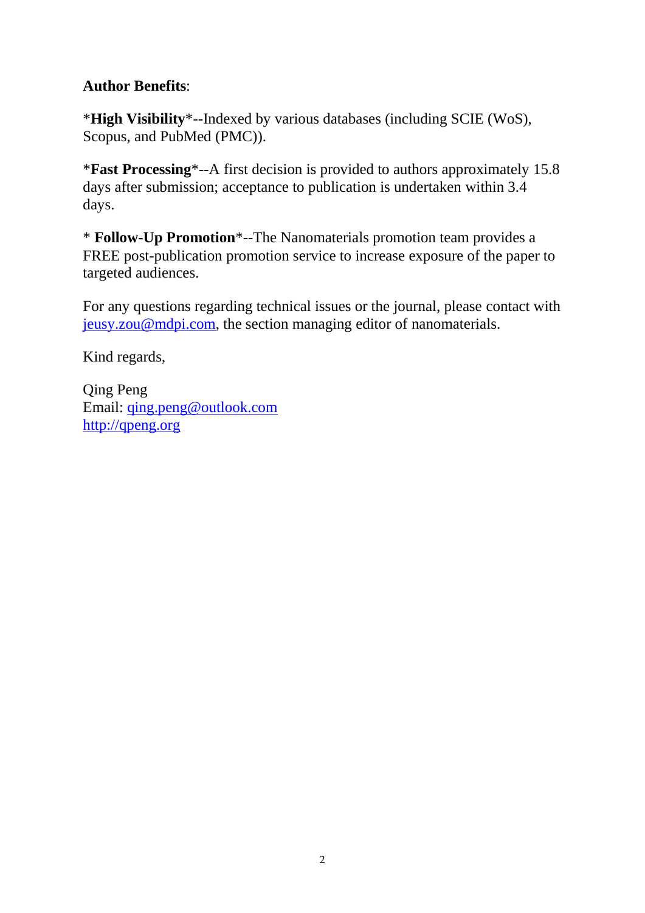**Author Benefits**:

***High Visibility***--Indexed by various databases (including SCIE (WoS), Scopus, and PubMed (PMC)).

***Fast Processing***--A first decision is provided to authors approximately 15.8 days after submission; acceptance to publication is undertaken within 3.4 days.

* **Follow-Up Promotion***--The Nanomaterials promotion team provides a FREE post-publication promotion service to increase exposure of the paper to targeted audiences.

For any questions regarding technical issues or the journal, please contact with [jeusy.zou@mdpi.com](mailto:jeusy.zou@mdpi.com), the section managing editor of nanomaterials.

Kind regards,

Qing Peng  
Email: [qing.peng@outlook.com](mailto:qing.peng@outlook.com)  
[http://qpeng.org](http://qpeng.org)